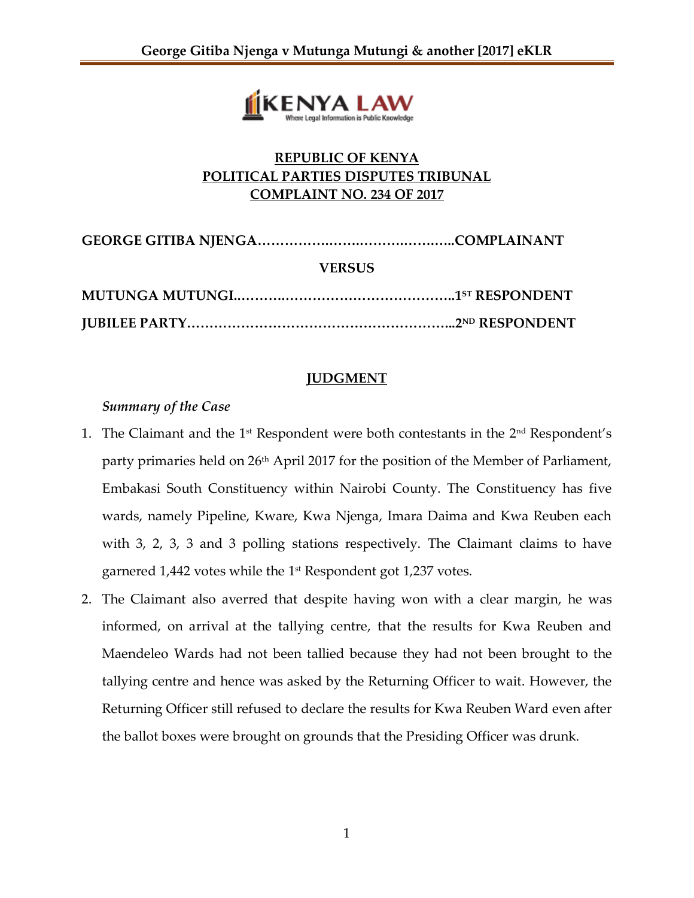**REPUBLIC OF KENYA**
**POLITICAL PARTIES DISPUTES TRIBUNAL**
**COMPLAINT NO. 234 OF 2017**

**GEORGE GITIBA NJENGA……………………………………..COMPLAINANT**

**VERSUS**

**MUTUNGA MUTUNGI………………………………………..1ST RESPONDENT**

**JUBILEE PARTY…………………………………………………..2ND RESPONDENT**

## JUDGMENT

*Summary of the Case*

1. The Claimant and the 1st Respondent were both contestants in the 2nd Respondent's party primaries held on 26th April 2017 for the position of the Member of Parliament, Embakasi South Constituency within Nairobi County. The Constituency has five wards, namely Pipeline, Kware, Kwa Njenga, Imara Daima and Kwa Reuben each with 3, 2, 3, 3 and 3 polling stations respectively. The Claimant claims to have garnered 1,442 votes while the 1st Respondent got 1,237 votes.

2. The Claimant also averred that despite having won with a clear margin, he was informed, on arrival at the tallying centre, that the results for Kwa Reuben and Maendeleo Wards had not been tallied because they had not been brought to the tallying centre and hence was asked by the Returning Officer to wait. However, the Returning Officer still refused to declare the results for Kwa Reuben Ward even after the ballot boxes were brought on grounds that the Presiding Officer was drunk.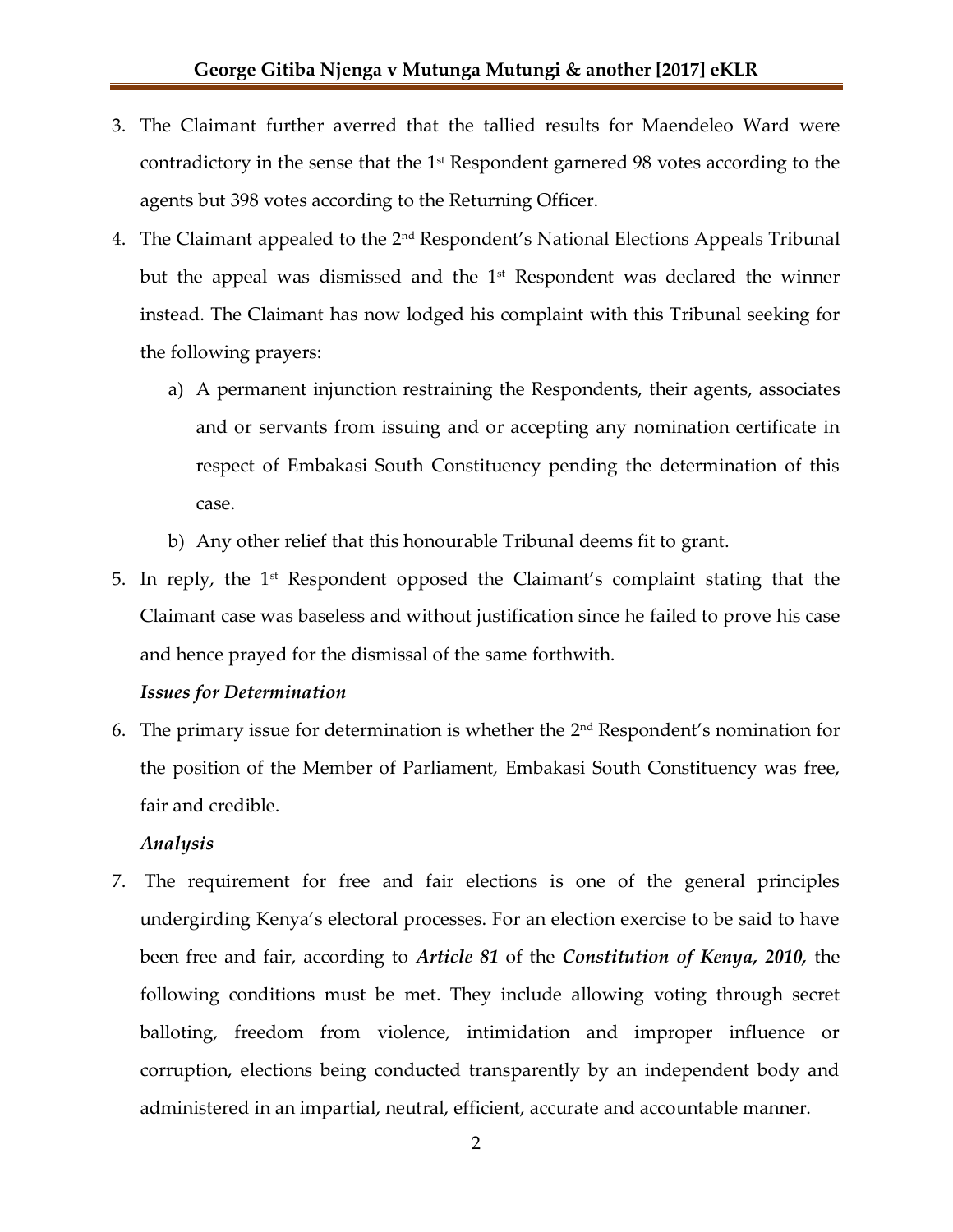3. The Claimant further averred that the tallied results for Maendeleo Ward were contradictory in the sense that the 1st Respondent garnered 98 votes according to the agents but 398 votes according to the Returning Officer.

4. The Claimant appealed to the 2nd Respondent's National Elections Appeals Tribunal but the appeal was dismissed and the 1st Respondent was declared the winner instead. The Claimant has now lodged his complaint with this Tribunal seeking for the following prayers:

    a) A permanent injunction restraining the Respondents, their agents, associates and or servants from issuing and or accepting any nomination certificate in respect of Embakasi South Constituency pending the determination of this case.

    b) Any other relief that this honourable Tribunal deems fit to grant.

5. In reply, the 1st Respondent opposed the Claimant's complaint stating that the Claimant case was baseless and without justification since he failed to prove his case and hence prayed for the dismissal of the same forthwith.

***Issues for Determination***

6. The primary issue for determination is whether the 2nd Respondent's nomination for the position of the Member of Parliament, Embakasi South Constituency was free, fair and credible.

***Analysis***

7. The requirement for free and fair elections is one of the general principles undergirding Kenya's electoral processes. For an election exercise to be said to have been free and fair, according to ***Article 81*** of the ***Constitution of Kenya, 2010,*** the following conditions must be met. They include allowing voting through secret balloting, freedom from violence, intimidation and improper influence or corruption, elections being conducted transparently by an independent body and administered in an impartial, neutral, efficient, accurate and accountable manner.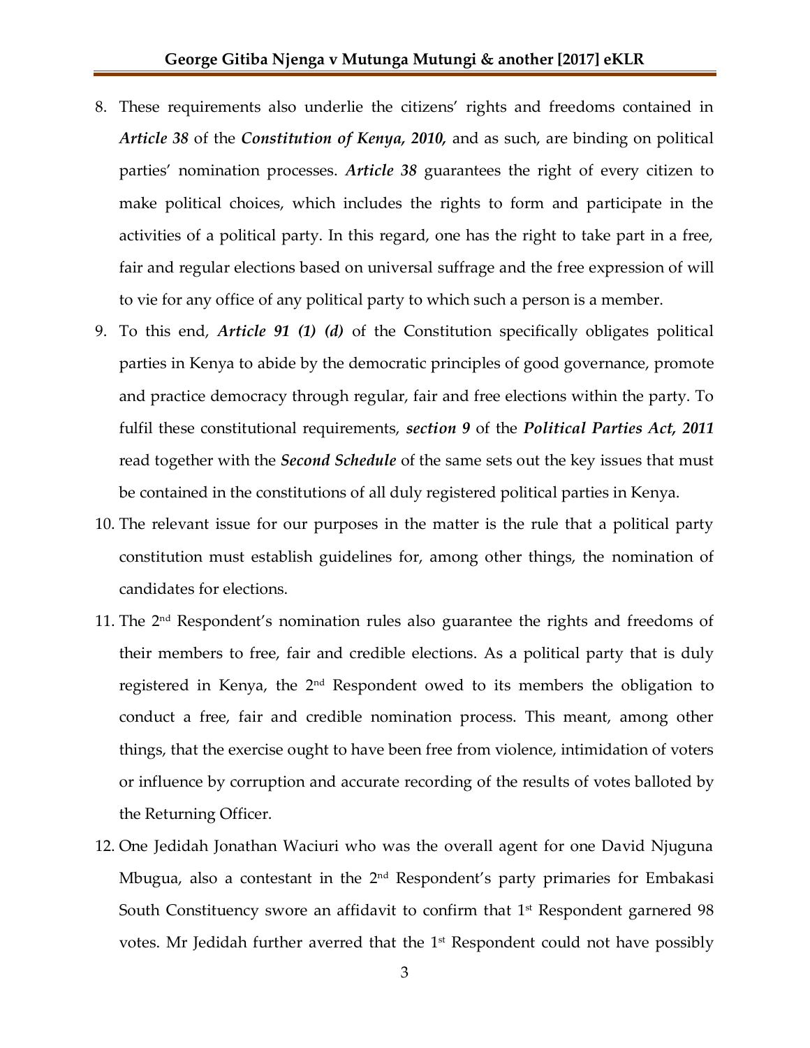8. These requirements also underlie the citizens' rights and freedoms contained in ***Article 38*** of the ***Constitution of Kenya, 2010,*** and as such, are binding on political parties' nomination processes. ***Article 38*** guarantees the right of every citizen to make political choices, which includes the rights to form and participate in the activities of a political party. In this regard, one has the right to take part in a free, fair and regular elections based on universal suffrage and the free expression of will to vie for any office of any political party to which such a person is a member.
9. To this end, ***Article 91 (1) (d)*** of the Constitution specifically obligates political parties in Kenya to abide by the democratic principles of good governance, promote and practice democracy through regular, fair and free elections within the party. To fulfil these constitutional requirements, ***section 9*** of the ***Political Parties Act, 2011*** read together with the ***Second Schedule*** of the same sets out the key issues that must be contained in the constitutions of all duly registered political parties in Kenya.
10. The relevant issue for our purposes in the matter is the rule that a political party constitution must establish guidelines for, among other things, the nomination of candidates for elections.
11. The 2nd Respondent's nomination rules also guarantee the rights and freedoms of their members to free, fair and credible elections. As a political party that is duly registered in Kenya, the 2nd Respondent owed to its members the obligation to conduct a free, fair and credible nomination process. This meant, among other things, that the exercise ought to have been free from violence, intimidation of voters or influence by corruption and accurate recording of the results of votes balloted by the Returning Officer.
12. One Jedidah Jonathan Waciuri who was the overall agent for one David Njuguna Mbugua, also a contestant in the 2nd Respondent's party primaries for Embakasi South Constituency swore an affidavit to confirm that 1st Respondent garnered 98 votes. Mr Jedidah further averred that the 1st Respondent could not have possibly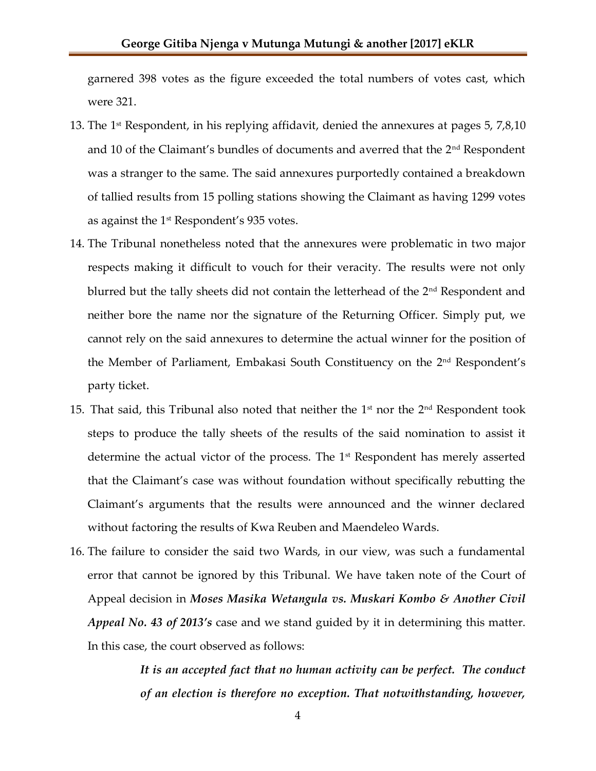garnered 398 votes as the figure exceeded the total numbers of votes cast, which were 321.

13. The 1st Respondent, in his replying affidavit, denied the annexures at pages 5, 7,8,10 and 10 of the Claimant's bundles of documents and averred that the 2nd Respondent was a stranger to the same. The said annexures purportedly contained a breakdown of tallied results from 15 polling stations showing the Claimant as having 1299 votes as against the 1st Respondent's 935 votes.
14. The Tribunal nonetheless noted that the annexures were problematic in two major respects making it difficult to vouch for their veracity. The results were not only blurred but the tally sheets did not contain the letterhead of the 2nd Respondent and neither bore the name nor the signature of the Returning Officer. Simply put, we cannot rely on the said annexures to determine the actual winner for the position of the Member of Parliament, Embakasi South Constituency on the 2nd Respondent's party ticket.
15. That said, this Tribunal also noted that neither the 1st nor the 2nd Respondent took steps to produce the tally sheets of the results of the said nomination to assist it determine the actual victor of the process. The 1st Respondent has merely asserted that the Claimant's case was without foundation without specifically rebutting the Claimant's arguments that the results were announced and the winner declared without factoring the results of Kwa Reuben and Maendeleo Wards.
16. The failure to consider the said two Wards, in our view, was such a fundamental error that cannot be ignored by this Tribunal. We have taken note of the Court of Appeal decision in ***Moses Masika Wetangula vs. Muskari Kombo & Another Civil Appeal No. 43 of 2013's*** case and we stand guided by it in determining this matter. In this case, the court observed as follows:

> ***It is an accepted fact that no human activity can be perfect. The conduct of an election is therefore no exception. That notwithstanding, however,***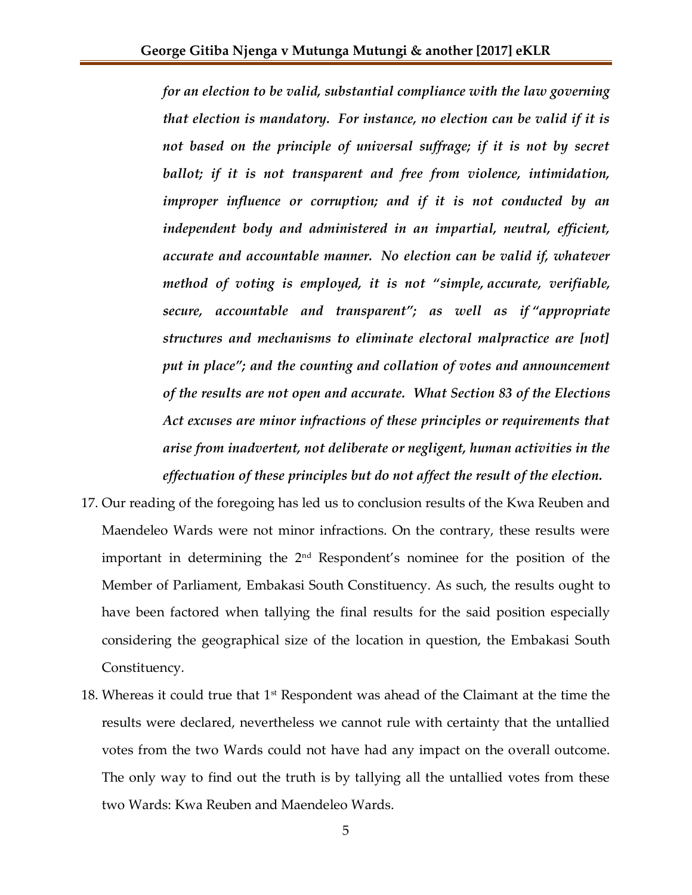> ***for an election to be valid, substantial compliance with the law governing that election is mandatory. For instance, no election can be valid if it is not based on the principle of universal suffrage; if it is not by secret ballot; if it is not transparent and free from violence, intimidation, improper influence or corruption; and if it is not conducted by an independent body and administered in an impartial, neutral, efficient, accurate and accountable manner. No election can be valid if, whatever method of voting is employed, it is not "simple, accurate, verifiable, secure, accountable and transparent"; as well as if "appropriate structures and mechanisms to eliminate electoral malpractice are [not] put in place"; and the counting and collation of votes and announcement of the results are not open and accurate. What Section 83 of the Elections Act excuses are minor infractions of these principles or requirements that arise from inadvertent, not deliberate or negligent, human activities in the effectuation of these principles but do not affect the result of the election.***

17. Our reading of the foregoing has led us to conclusion results of the Kwa Reuben and Maendeleo Wards were not minor infractions. On the contrary, these results were important in determining the 2nd Respondent's nominee for the position of the Member of Parliament, Embakasi South Constituency. As such, the results ought to have been factored when tallying the final results for the said position especially considering the geographical size of the location in question, the Embakasi South Constituency.

18. Whereas it could true that 1st Respondent was ahead of the Claimant at the time the results were declared, nevertheless we cannot rule with certainty that the untallied votes from the two Wards could not have had any impact on the overall outcome. The only way to find out the truth is by tallying all the untallied votes from these two Wards: Kwa Reuben and Maendeleo Wards.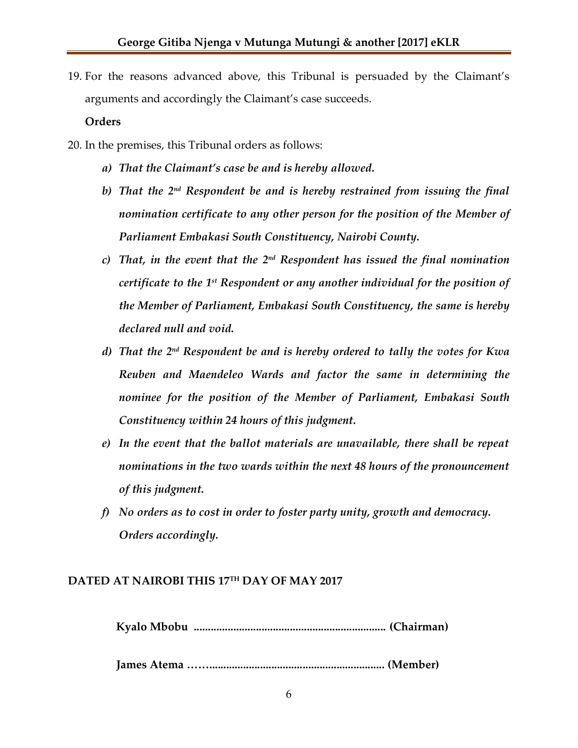19. For the reasons advanced above, this Tribunal is persuaded by the Claimant's arguments and accordingly the Claimant's case succeeds.

**Orders**

20. In the premises, this Tribunal orders as follows:

    ***a) That the Claimant's case be and is hereby allowed.***

    ***b) That the 2nd Respondent be and is hereby restrained from issuing the final nomination certificate to any other person for the position of the Member of Parliament Embakasi South Constituency, Nairobi County.***

    ***c) That, in the event that the 2nd Respondent has issued the final nomination certificate to the 1st Respondent or any another individual for the position of the Member of Parliament, Embakasi South Constituency, the same is hereby declared null and void.***

    ***d) That the 2nd Respondent be and is hereby ordered to tally the votes for Kwa Reuben and Maendeleo Wards and factor the same in determining the nominee for the position of the Member of Parliament, Embakasi South Constituency within 24 hours of this judgment.***

    ***e) In the event that the ballot materials are unavailable, there shall be repeat nominations in the two wards within the next 48 hours of the pronouncement of this judgment.***

    ***f) No orders as to cost in order to foster party unity, growth and democracy. Orders accordingly.***

**DATED AT NAIROBI THIS 17TH DAY OF MAY 2017**

**Kyalo Mbobu .................................................................. (Chairman)**

**James Atema ……............................................................. (Member)**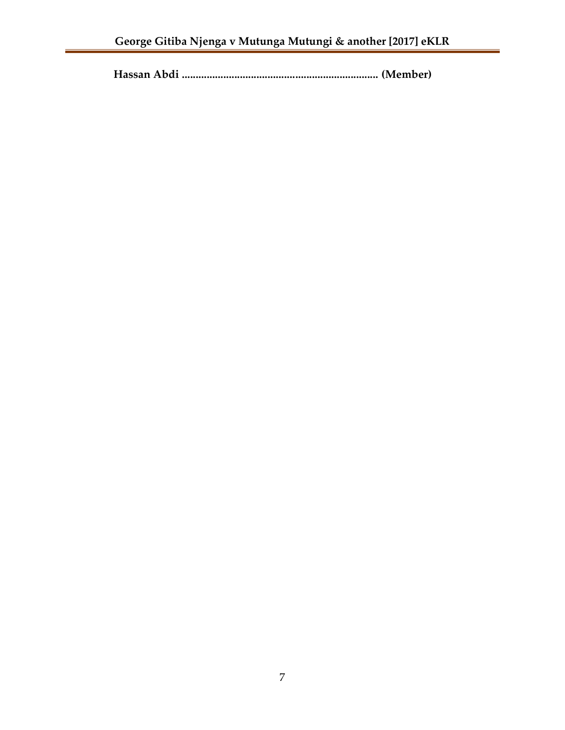**Hassan Abdi ....................................................................... (Member)**